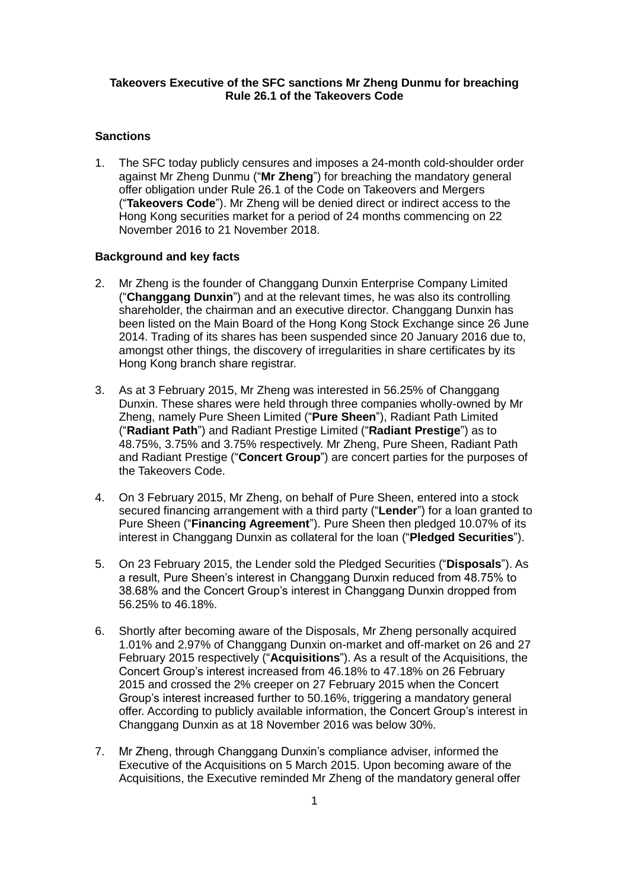**Takeovers Executive of the SFC sanctions Mr Zheng Dunmu for breaching Rule 26.1 of the Takeovers Code**

**Sanctions**

1. The SFC today publicly censures and imposes a 24-month cold-shoulder order against Mr Zheng Dunmu ("**Mr Zheng**") for breaching the mandatory general offer obligation under Rule 26.1 of the Code on Takeovers and Mergers ("**Takeovers Code**"). Mr Zheng will be denied direct or indirect access to the Hong Kong securities market for a period of 24 months commencing on 22 November 2016 to 21 November 2018.

**Background and key facts**

2. Mr Zheng is the founder of Changgang Dunxin Enterprise Company Limited ("**Changgang Dunxin**") and at the relevant times, he was also its controlling shareholder, the chairman and an executive director. Changgang Dunxin has been listed on the Main Board of the Hong Kong Stock Exchange since 26 June 2014. Trading of its shares has been suspended since 20 January 2016 due to, amongst other things, the discovery of irregularities in share certificates by its Hong Kong branch share registrar.

3. As at 3 February 2015, Mr Zheng was interested in 56.25% of Changgang Dunxin. These shares were held through three companies wholly-owned by Mr Zheng, namely Pure Sheen Limited ("**Pure Sheen**"), Radiant Path Limited ("**Radiant Path**") and Radiant Prestige Limited ("**Radiant Prestige**") as to 48.75%, 3.75% and 3.75% respectively. Mr Zheng, Pure Sheen, Radiant Path and Radiant Prestige ("**Concert Group**") are concert parties for the purposes of the Takeovers Code.

4. On 3 February 2015, Mr Zheng, on behalf of Pure Sheen, entered into a stock secured financing arrangement with a third party ("**Lender**") for a loan granted to Pure Sheen ("**Financing Agreement**"). Pure Sheen then pledged 10.07% of its interest in Changgang Dunxin as collateral for the loan ("**Pledged Securities**").

5. On 23 February 2015, the Lender sold the Pledged Securities ("**Disposals**"). As a result, Pure Sheen's interest in Changgang Dunxin reduced from 48.75% to 38.68% and the Concert Group's interest in Changgang Dunxin dropped from 56.25% to 46.18%.

6. Shortly after becoming aware of the Disposals, Mr Zheng personally acquired 1.01% and 2.97% of Changgang Dunxin on-market and off-market on 26 and 27 February 2015 respectively ("**Acquisitions**"). As a result of the Acquisitions, the Concert Group's interest increased from 46.18% to 47.18% on 26 February 2015 and crossed the 2% creeper on 27 February 2015 when the Concert Group's interest increased further to 50.16%, triggering a mandatory general offer. According to publicly available information, the Concert Group's interest in Changgang Dunxin as at 18 November 2016 was below 30%.

7. Mr Zheng, through Changgang Dunxin's compliance adviser, informed the Executive of the Acquisitions on 5 March 2015. Upon becoming aware of the Acquisitions, the Executive reminded Mr Zheng of the mandatory general offer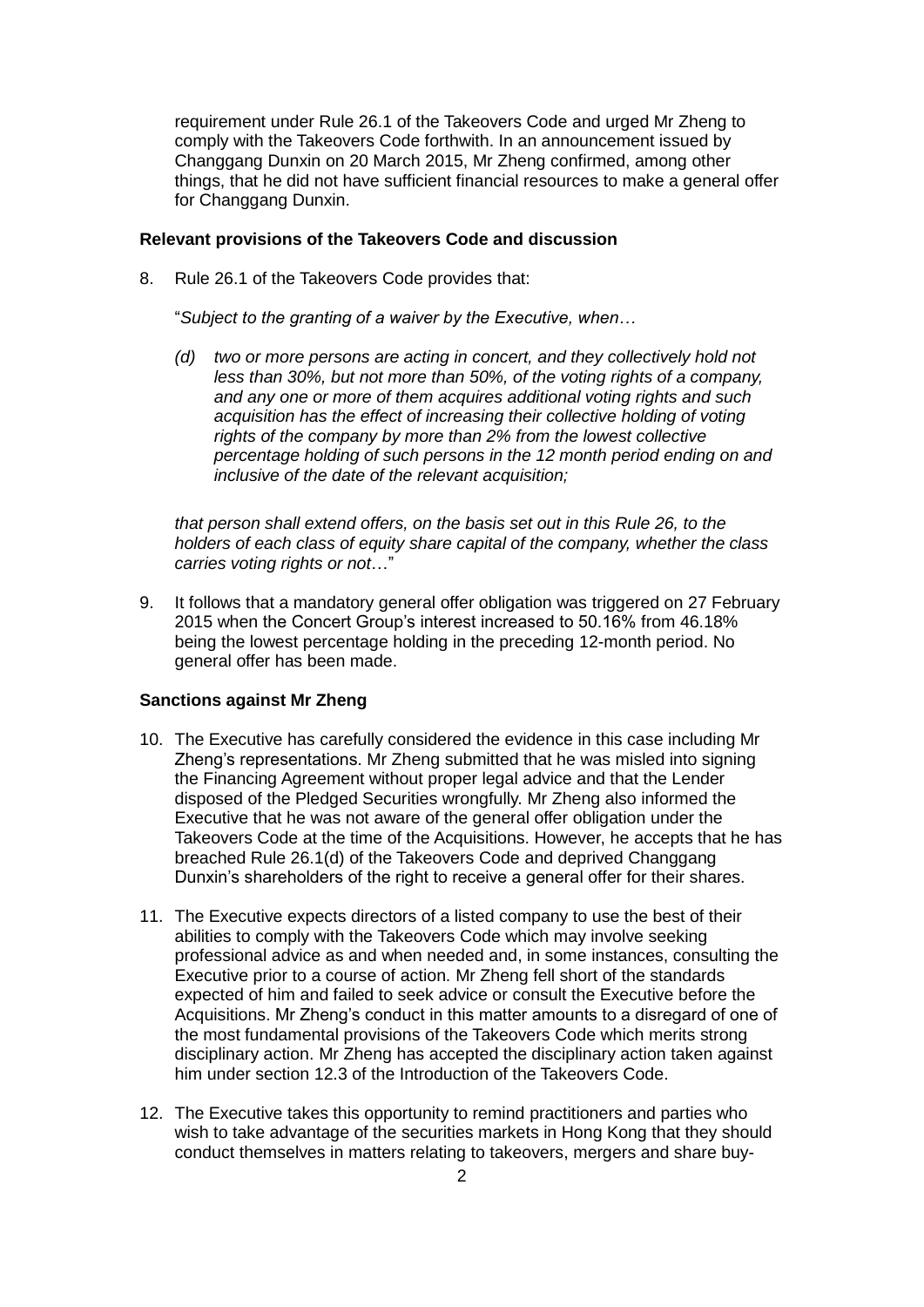requirement under Rule 26.1 of the Takeovers Code and urged Mr Zheng to comply with the Takeovers Code forthwith. In an announcement issued by Changgang Dunxin on 20 March 2015, Mr Zheng confirmed, among other things, that he did not have sufficient financial resources to make a general offer for Changgang Dunxin.

**Relevant provisions of the Takeovers Code and discussion**

8. Rule 26.1 of the Takeovers Code provides that:

   "*Subject to the granting of a waiver by the Executive, when…*

   *(d) two or more persons are acting in concert, and they collectively hold not less than 30%, but not more than 50%, of the voting rights of a company, and any one or more of them acquires additional voting rights and such acquisition has the effect of increasing their collective holding of voting rights of the company by more than 2% from the lowest collective percentage holding of such persons in the 12 month period ending on and inclusive of the date of the relevant acquisition;*

   *that person shall extend offers, on the basis set out in this Rule 26, to the holders of each class of equity share capital of the company, whether the class carries voting rights or not…*"

9. It follows that a mandatory general offer obligation was triggered on 27 February 2015 when the Concert Group's interest increased to 50.16% from 46.18% being the lowest percentage holding in the preceding 12-month period. No general offer has been made.

**Sanctions against Mr Zheng**

10. The Executive has carefully considered the evidence in this case including Mr Zheng's representations. Mr Zheng submitted that he was misled into signing the Financing Agreement without proper legal advice and that the Lender disposed of the Pledged Securities wrongfully. Mr Zheng also informed the Executive that he was not aware of the general offer obligation under the Takeovers Code at the time of the Acquisitions. However, he accepts that he has breached Rule 26.1(d) of the Takeovers Code and deprived Changgang Dunxin's shareholders of the right to receive a general offer for their shares.

11. The Executive expects directors of a listed company to use the best of their abilities to comply with the Takeovers Code which may involve seeking professional advice as and when needed and, in some instances, consulting the Executive prior to a course of action. Mr Zheng fell short of the standards expected of him and failed to seek advice or consult the Executive before the Acquisitions. Mr Zheng's conduct in this matter amounts to a disregard of one of the most fundamental provisions of the Takeovers Code which merits strong disciplinary action. Mr Zheng has accepted the disciplinary action taken against him under section 12.3 of the Introduction of the Takeovers Code.

12. The Executive takes this opportunity to remind practitioners and parties who wish to take advantage of the securities markets in Hong Kong that they should conduct themselves in matters relating to takeovers, mergers and share buy-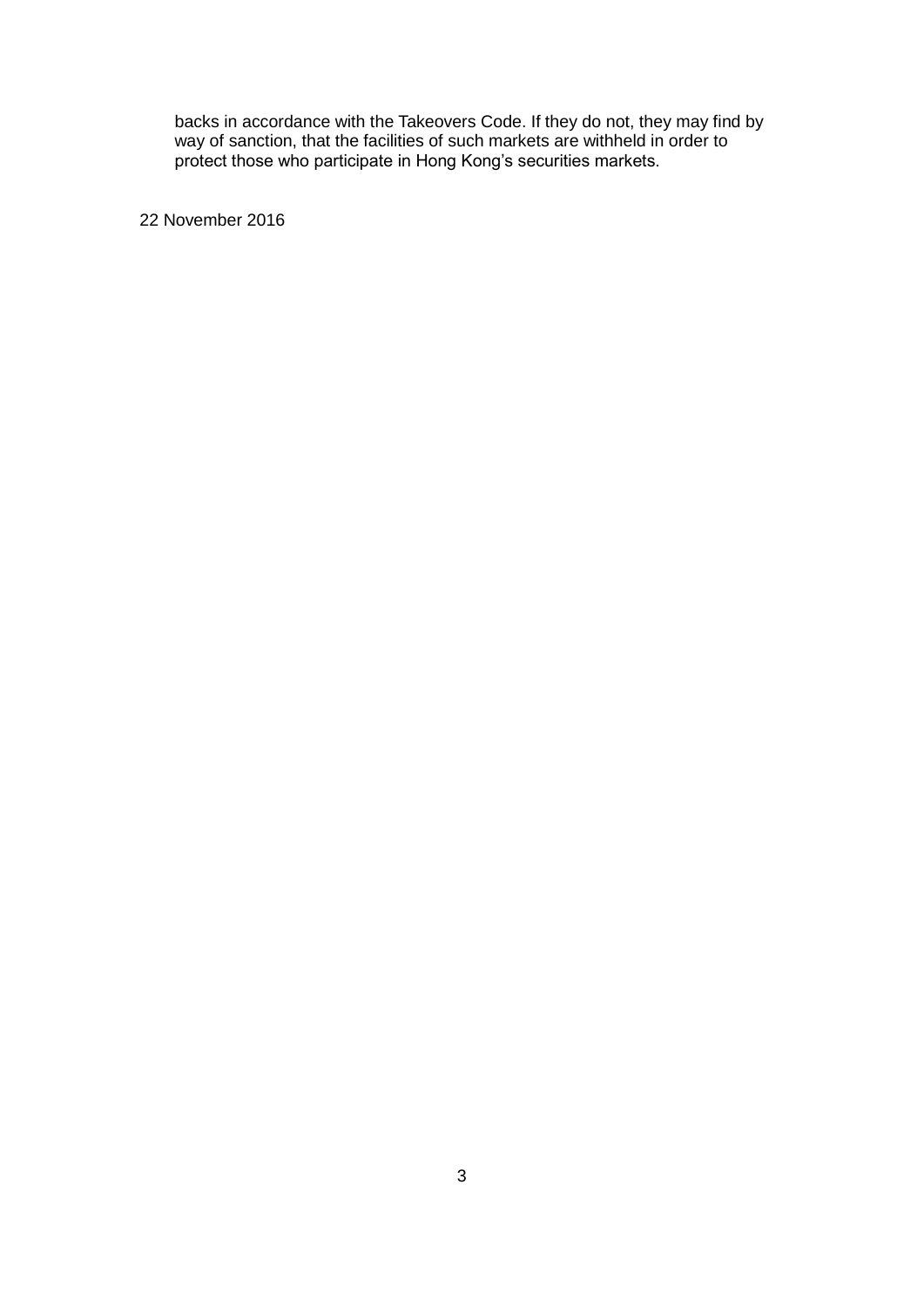backs in accordance with the Takeovers Code. If they do not, they may find by way of sanction, that the facilities of such markets are withheld in order to protect those who participate in Hong Kong's securities markets.

22 November 2016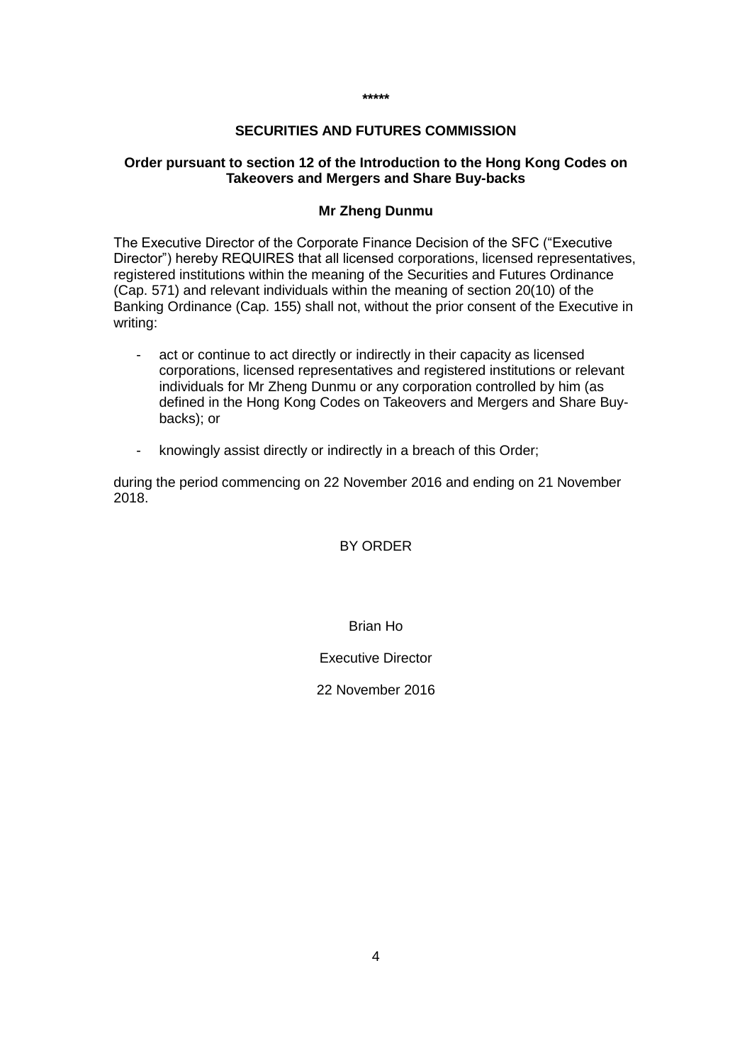**\*\*\*\*\***

**SECURITIES AND FUTURES COMMISSION**

**Order pursuant to section 12 of the Introduction to the Hong Kong Codes on Takeovers and Mergers and Share Buy-backs**

**Mr Zheng Dunmu**

The Executive Director of the Corporate Finance Decision of the SFC ("Executive Director") hereby REQUIRES that all licensed corporations, licensed representatives, registered institutions within the meaning of the Securities and Futures Ordinance (Cap. 571) and relevant individuals within the meaning of section 20(10) of the Banking Ordinance (Cap. 155) shall not, without the prior consent of the Executive in writing:

- act or continue to act directly or indirectly in their capacity as licensed corporations, licensed representatives and registered institutions or relevant individuals for Mr Zheng Dunmu or any corporation controlled by him (as defined in the Hong Kong Codes on Takeovers and Mergers and Share Buy-backs); or

- knowingly assist directly or indirectly in a breach of this Order;

during the period commencing on 22 November 2016 and ending on 21 November 2018.

BY ORDER

Brian Ho

Executive Director

22 November 2016